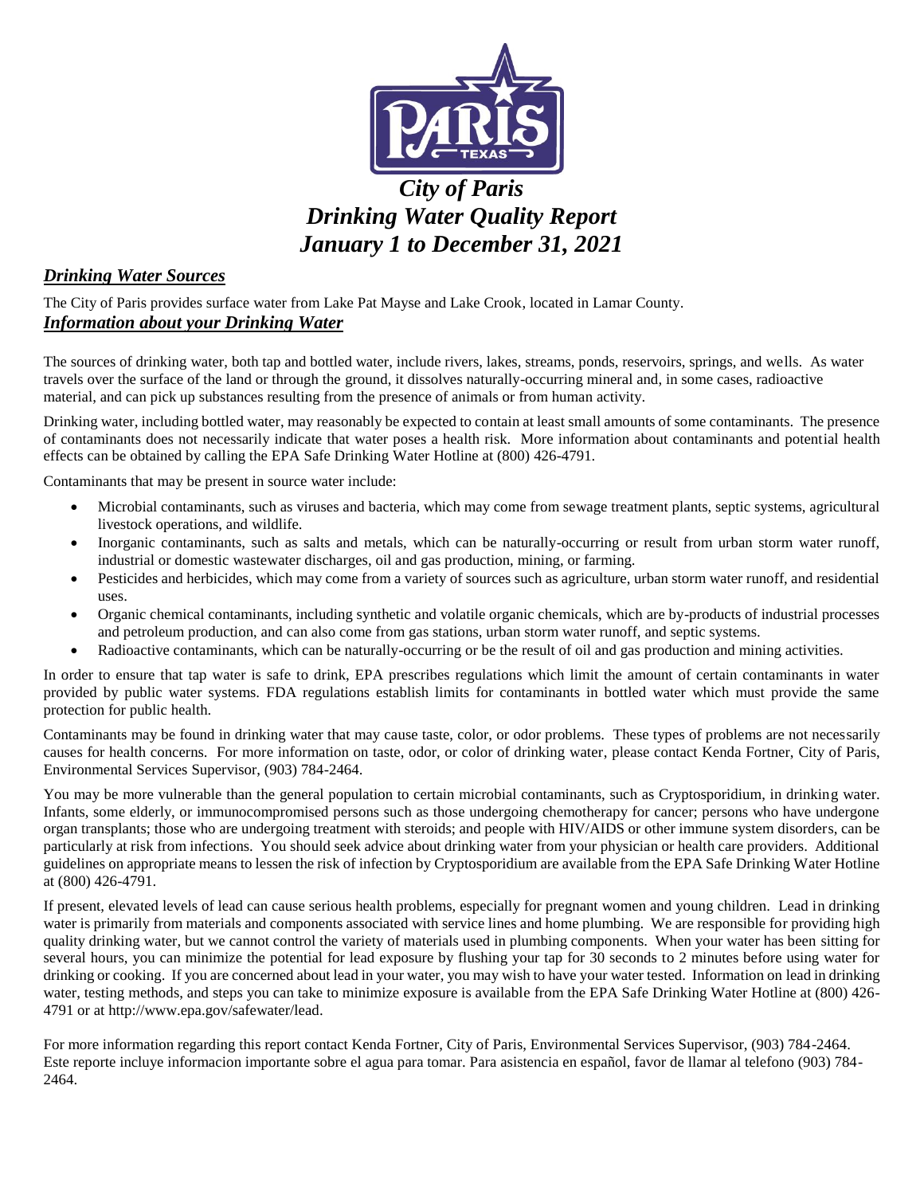# *City of Paris*
# *Drinking Water Quality Report*
# *January 1 to December 31, 2021*

## ***Drinking Water Sources***

The City of Paris provides surface water from Lake Pat Mayse and Lake Crook, located in Lamar County.

## ***Information about your Drinking Water***

The sources of drinking water, both tap and bottled water, include rivers, lakes, streams, ponds, reservoirs, springs, and wells. As water travels over the surface of the land or through the ground, it dissolves naturally-occurring mineral and, in some cases, radioactive material, and can pick up substances resulting from the presence of animals or from human activity.

Drinking water, including bottled water, may reasonably be expected to contain at least small amounts of some contaminants. The presence of contaminants does not necessarily indicate that water poses a health risk. More information about contaminants and potential health effects can be obtained by calling the EPA Safe Drinking Water Hotline at (800) 426-4791.

Contaminants that may be present in source water include:

- Microbial contaminants, such as viruses and bacteria, which may come from sewage treatment plants, septic systems, agricultural livestock operations, and wildlife.
- Inorganic contaminants, such as salts and metals, which can be naturally-occurring or result from urban storm water runoff, industrial or domestic wastewater discharges, oil and gas production, mining, or farming.
- Pesticides and herbicides, which may come from a variety of sources such as agriculture, urban storm water runoff, and residential uses.
- Organic chemical contaminants, including synthetic and volatile organic chemicals, which are by-products of industrial processes and petroleum production, and can also come from gas stations, urban storm water runoff, and septic systems.
- Radioactive contaminants, which can be naturally-occurring or be the result of oil and gas production and mining activities.

In order to ensure that tap water is safe to drink, EPA prescribes regulations which limit the amount of certain contaminants in water provided by public water systems. FDA regulations establish limits for contaminants in bottled water which must provide the same protection for public health.

Contaminants may be found in drinking water that may cause taste, color, or odor problems. These types of problems are not necessarily causes for health concerns. For more information on taste, odor, or color of drinking water, please contact Kenda Fortner, City of Paris, Environmental Services Supervisor, (903) 784-2464.

You may be more vulnerable than the general population to certain microbial contaminants, such as Cryptosporidium, in drinking water. Infants, some elderly, or immunocompromised persons such as those undergoing chemotherapy for cancer; persons who have undergone organ transplants; those who are undergoing treatment with steroids; and people with HIV/AIDS or other immune system disorders, can be particularly at risk from infections. You should seek advice about drinking water from your physician or health care providers. Additional guidelines on appropriate means to lessen the risk of infection by Cryptosporidium are available from the EPA Safe Drinking Water Hotline at (800) 426-4791.

If present, elevated levels of lead can cause serious health problems, especially for pregnant women and young children. Lead in drinking water is primarily from materials and components associated with service lines and home plumbing. We are responsible for providing high quality drinking water, but we cannot control the variety of materials used in plumbing components. When your water has been sitting for several hours, you can minimize the potential for lead exposure by flushing your tap for 30 seconds to 2 minutes before using water for drinking or cooking. If you are concerned about lead in your water, you may wish to have your water tested. Information on lead in drinking water, testing methods, and steps you can take to minimize exposure is available from the EPA Safe Drinking Water Hotline at (800) 426-4791 or at http://www.epa.gov/safewater/lead.

For more information regarding this report contact Kenda Fortner, City of Paris, Environmental Services Supervisor, (903) 784-2464.
Este reporte incluye informacion importante sobre el agua para tomar. Para asistencia en español, favor de llamar al telefono (903) 784-2464.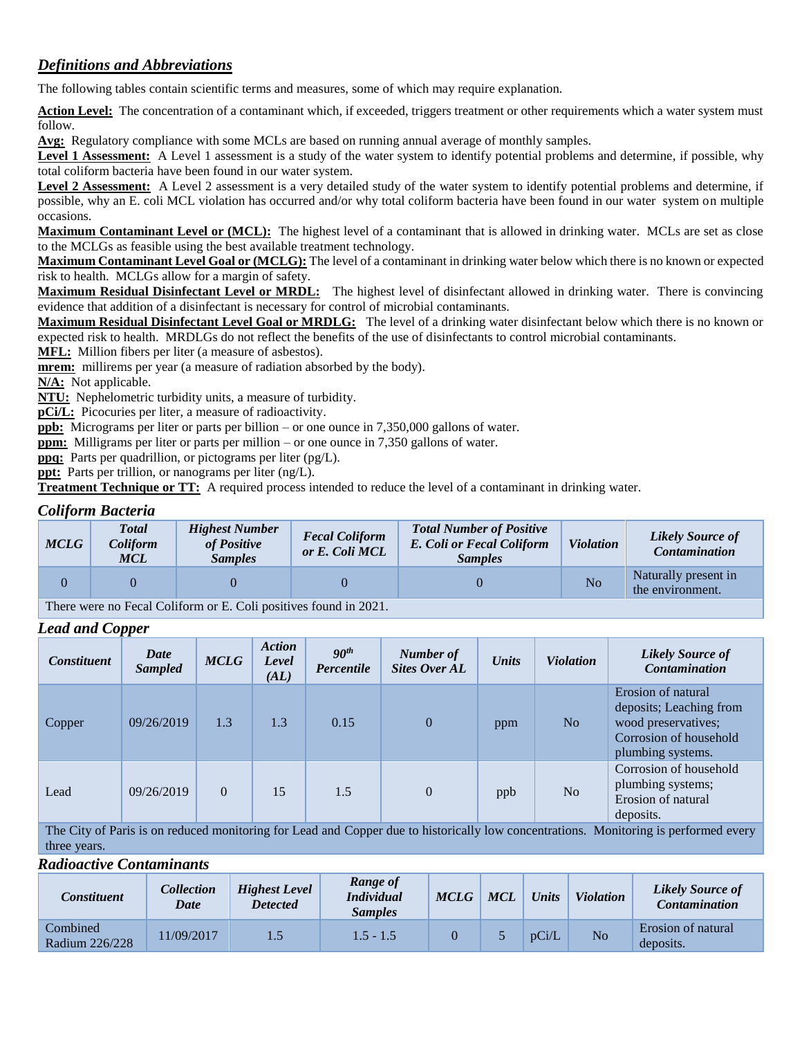## *Definitions and Abbreviations*

The following tables contain scientific terms and measures, some of which may require explanation.

**Action Level:** The concentration of a contaminant which, if exceeded, triggers treatment or other requirements which a water system must follow.

**Avg:** Regulatory compliance with some MCLs are based on running annual average of monthly samples.

**Level 1 Assessment:** A Level 1 assessment is a study of the water system to identify potential problems and determine, if possible, why total coliform bacteria have been found in our water system.

**Level 2 Assessment:** A Level 2 assessment is a very detailed study of the water system to identify potential problems and determine, if possible, why an E. coli MCL violation has occurred and/or why total coliform bacteria have been found in our water system on multiple occasions.

**Maximum Contaminant Level or (MCL):** The highest level of a contaminant that is allowed in drinking water. MCLs are set as close to the MCLGs as feasible using the best available treatment technology.

**Maximum Contaminant Level Goal or (MCLG):** The level of a contaminant in drinking water below which there is no known or expected risk to health. MCLGs allow for a margin of safety.

**Maximum Residual Disinfectant Level or MRDL:** The highest level of disinfectant allowed in drinking water. There is convincing evidence that addition of a disinfectant is necessary for control of microbial contaminants.

**Maximum Residual Disinfectant Level Goal or MRDLG:** The level of a drinking water disinfectant below which there is no known or expected risk to health. MRDLGs do not reflect the benefits of the use of disinfectants to control microbial contaminants.

**MFL:** Million fibers per liter (a measure of asbestos).

**mrem:** millirems per year (a measure of radiation absorbed by the body).

**N/A:** Not applicable.

**NTU:** Nephelometric turbidity units, a measure of turbidity.

**pCi/L:** Picocuries per liter, a measure of radioactivity.

**ppb:** Micrograms per liter or parts per billion – or one ounce in 7,350,000 gallons of water.

**ppm:** Milligrams per liter or parts per million – or one ounce in 7,350 gallons of water.

**ppq:** Parts per quadrillion, or pictograms per liter (pg/L).

**ppt:** Parts per trillion, or nanograms per liter (ng/L).

**Treatment Technique or TT:** A required process intended to reduce the level of a contaminant in drinking water.

### *Coliform Bacteria*

| *MCLG* | *Total Coliform MCL* | *Highest Number of Positive Samples* | *Fecal Coliform or E. Coli MCL* | *Total Number of Positive E. Coli or Fecal Coliform Samples* | *Violation* | *Likely Source of Contamination* |
|---|---|---|---|---|---|---|
| 0 | 0 | 0 | 0 | 0 | No | Naturally present in the environment. |

There were no Fecal Coliform or E. Coli positives found in 2021.

### *Lead and Copper*

| *Constituent* | *Date Sampled* | *MCLG* | *Action Level (AL)* | *90th Percentile* | *Number of Sites Over AL* | *Units* | *Violation* | *Likely Source of Contamination* |
|---|---|---|---|---|---|---|---|---|
| Copper | 09/26/2019 | 1.3 | 1.3 | 0.15 | 0 | ppm | No | Erosion of natural deposits; Leaching from wood preservatives; Corrosion of household plumbing systems. |
| Lead | 09/26/2019 | 0 | 15 | 1.5 | 0 | ppb | No | Corrosion of household plumbing systems; Erosion of natural deposits. |

The City of Paris is on reduced monitoring for Lead and Copper due to historically low concentrations. Monitoring is performed every three years.

### *Radioactive Contaminants*

| *Constituent* | *Collection Date* | *Highest Level Detected* | *Range of Individual Samples* | *MCLG* | *MCL* | *Units* | *Violation* | *Likely Source of Contamination* |
|---|---|---|---|---|---|---|---|---|
| Combined Radium 226/228 | 11/09/2017 | 1.5 | 1.5 - 1.5 | 0 | 5 | pCi/L | No | Erosion of natural deposits. |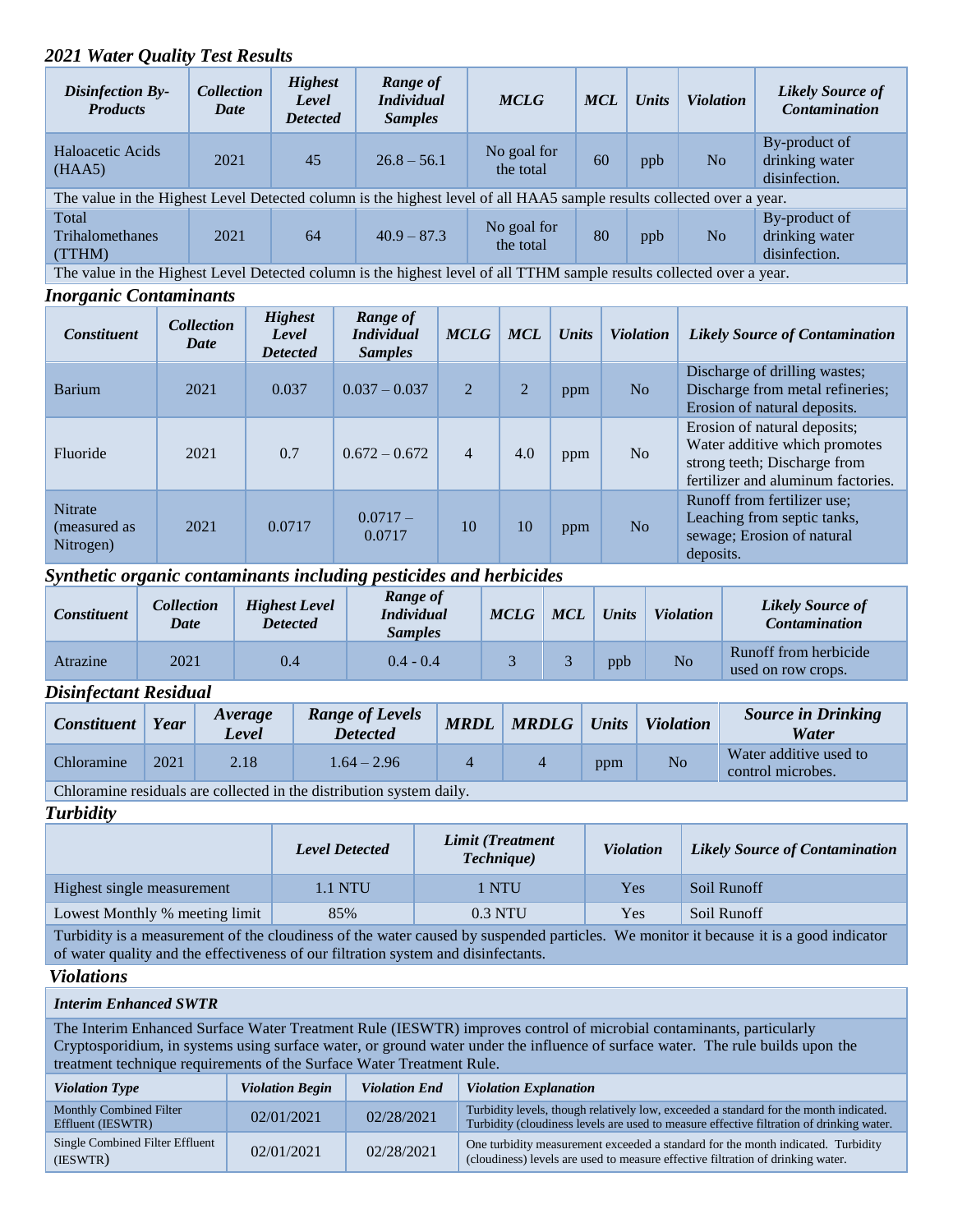## *2021 Water Quality Test Results*

| *Disinfection By-Products* | *Collection Date* | *Highest Level Detected* | *Range of Individual Samples* | *MCLG* | *MCL* | *Units* | *Violation* | *Likely Source of Contamination* |
|---|---|---|---|---|---|---|---|---|
| Haloacetic Acids (HAA5) | 2021 | 45 | 26.8 – 56.1 | No goal for the total | 60 | ppb | No | By-product of drinking water disinfection. |
| The value in the Highest Level Detected column is the highest level of all HAA5 sample results collected over a year. | | | | | | | | |
| Total Trihalomethanes (TTHM) | 2021 | 64 | 40.9 – 87.3 | No goal for the total | 80 | ppb | No | By-product of drinking water disinfection. |
| The value in the Highest Level Detected column is the highest level of all TTHM sample results collected over a year. | | | | | | | | |

### *Inorganic Contaminants*

| *Constituent* | *Collection Date* | *Highest Level Detected* | *Range of Individual Samples* | *MCLG* | *MCL* | *Units* | *Violation* | *Likely Source of Contamination* |
|---|---|---|---|---|---|---|---|---|
| Barium | 2021 | 0.037 | 0.037 – 0.037 | 2 | 2 | ppm | No | Discharge of drilling wastes; Discharge from metal refineries; Erosion of natural deposits. |
| Fluoride | 2021 | 0.7 | 0.672 – 0.672 | 4 | 4.0 | ppm | No | Erosion of natural deposits; Water additive which promotes strong teeth; Discharge from fertilizer and aluminum factories. |
| Nitrate (measured as Nitrogen) | 2021 | 0.0717 | 0.0717 – 0.0717 | 10 | 10 | ppm | No | Runoff from fertilizer use; Leaching from septic tanks, sewage; Erosion of natural deposits. |

### *Synthetic organic contaminants including pesticides and herbicides*

| *Constituent* | *Collection Date* | *Highest Level Detected* | *Range of Individual Samples* | *MCLG* | *MCL* | *Units* | *Violation* | *Likely Source of Contamination* |
|---|---|---|---|---|---|---|---|---|
| Atrazine | 2021 | 0.4 | 0.4 - 0.4 | 3 | 3 | ppb | No | Runoff from herbicide used on row crops. |

### *Disinfectant Residual*

| *Constituent* | *Year* | *Average Level* | *Range of Levels Detected* | *MRDL* | *MRDLG* | *Units* | *Violation* | *Source in Drinking Water* |
|---|---|---|---|---|---|---|---|---|
| Chloramine | 2021 | 2.18 | 1.64 – 2.96 | 4 | 4 | ppm | No | Water additive used to control microbes. |
| Chloramine residuals are collected in the distribution system daily. | | | | | | | | |

### *Turbidity*

| | *Level Detected* | *Limit (Treatment Technique)* | *Violation* | *Likely Source of Contamination* |
|---|---|---|---|---|
| Highest single measurement | 1.1 NTU | 1 NTU | Yes | Soil Runoff |
| Lowest Monthly % meeting limit | 85% | 0.3 NTU | Yes | Soil Runoff |
| Turbidity is a measurement of the cloudiness of the water caused by suspended particles. We monitor it because it is a good indicator of water quality and the effectiveness of our filtration system and disinfectants. | | | | |

### *Violations*

**Interim Enhanced SWTR**

The Interim Enhanced Surface Water Treatment Rule (IESWTR) improves control of microbial contaminants, particularly Cryptosporidium, in systems using surface water, or ground water under the influence of surface water. The rule builds upon the treatment technique requirements of the Surface Water Treatment Rule.

| *Violation Type* | *Violation Begin* | *Violation End* | *Violation Explanation* |
|---|---|---|---|
| Monthly Combined Filter Effluent (IESWTR) | 02/01/2021 | 02/28/2021 | Turbidity levels, though relatively low, exceeded a standard for the month indicated. Turbidity (cloudiness levels are used to measure effective filtration of drinking water. |
| Single Combined Filter Effluent (IESWTR) | 02/01/2021 | 02/28/2021 | One turbidity measurement exceeded a standard for the month indicated. Turbidity (cloudiness) levels are used to measure effective filtration of drinking water. |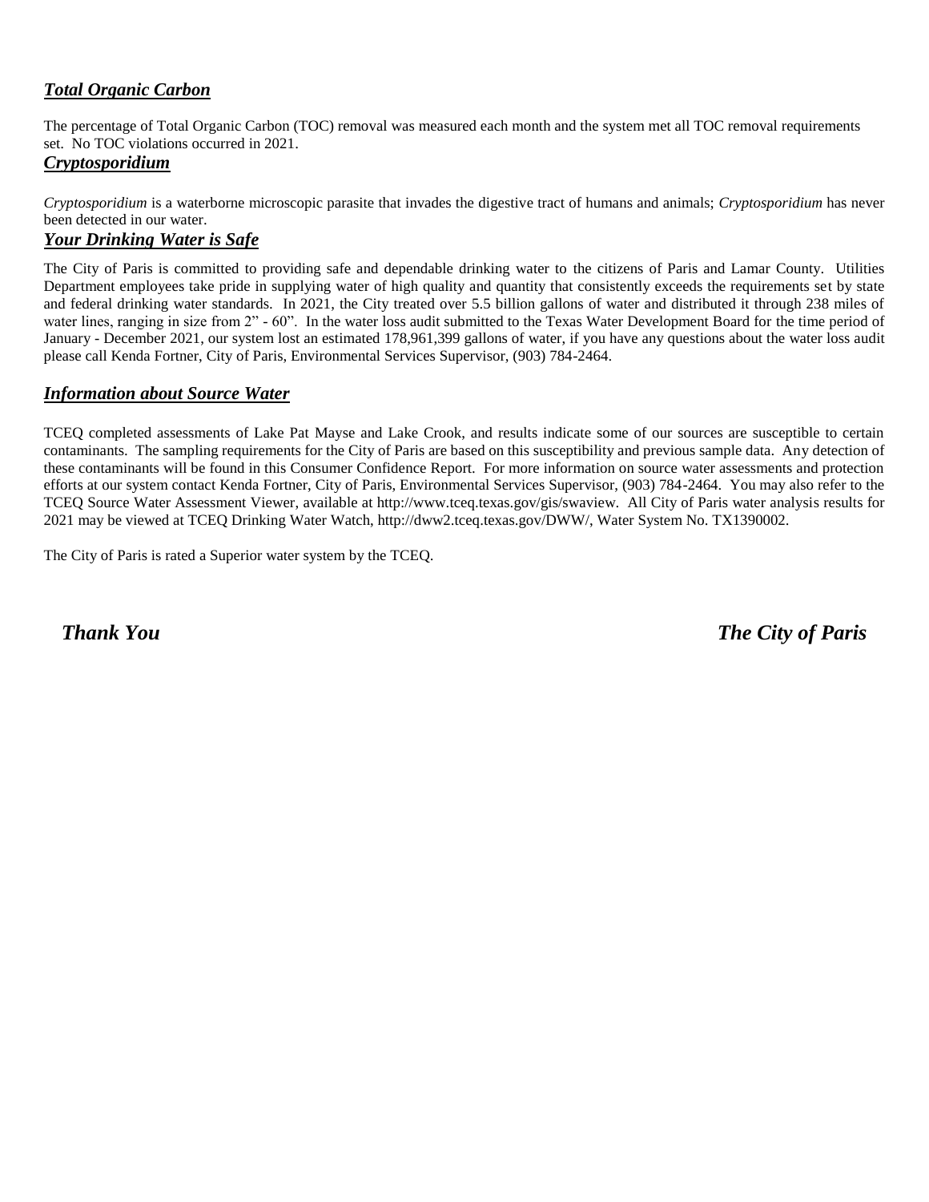## ***Total Organic Carbon***

The percentage of Total Organic Carbon (TOC) removal was measured each month and the system met all TOC removal requirements set. No TOC violations occurred in 2021.

## ***Cryptosporidium***

*Cryptosporidium* is a waterborne microscopic parasite that invades the digestive tract of humans and animals; *Cryptosporidium* has never been detected in our water.

## ***Your Drinking Water is Safe***

The City of Paris is committed to providing safe and dependable drinking water to the citizens of Paris and Lamar County. Utilities Department employees take pride in supplying water of high quality and quantity that consistently exceeds the requirements set by state and federal drinking water standards. In 2021, the City treated over 5.5 billion gallons of water and distributed it through 238 miles of water lines, ranging in size from 2" - 60". In the water loss audit submitted to the Texas Water Development Board for the time period of January - December 2021, our system lost an estimated 178,961,399 gallons of water, if you have any questions about the water loss audit please call Kenda Fortner, City of Paris, Environmental Services Supervisor, (903) 784-2464.

## ***Information about Source Water***

TCEQ completed assessments of Lake Pat Mayse and Lake Crook, and results indicate some of our sources are susceptible to certain contaminants. The sampling requirements for the City of Paris are based on this susceptibility and previous sample data. Any detection of these contaminants will be found in this Consumer Confidence Report. For more information on source water assessments and protection efforts at our system contact Kenda Fortner, City of Paris, Environmental Services Supervisor, (903) 784-2464. You may also refer to the TCEQ Source Water Assessment Viewer, available at http://www.tceq.texas.gov/gis/swaview. All City of Paris water analysis results for 2021 may be viewed at TCEQ Drinking Water Watch, http://dww2.tceq.texas.gov/DWW/, Water System No. TX1390002.

The City of Paris is rated a Superior water system by the TCEQ.

***Thank You*** ***The City of Paris***